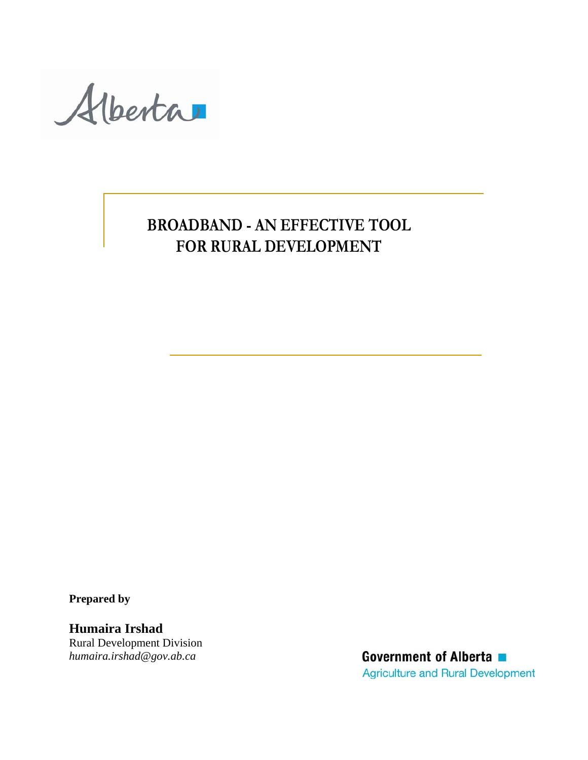Alberta

# BROADBAND - AN EFFECTIVE TOOL FOR RURAL DEVELOPMENT

**Prepared by**

**Humaira Irshad**
Rural Development Division
*humaira.irshad@gov.ab.ca*

**Government of Alberta**
Agriculture and Rural Development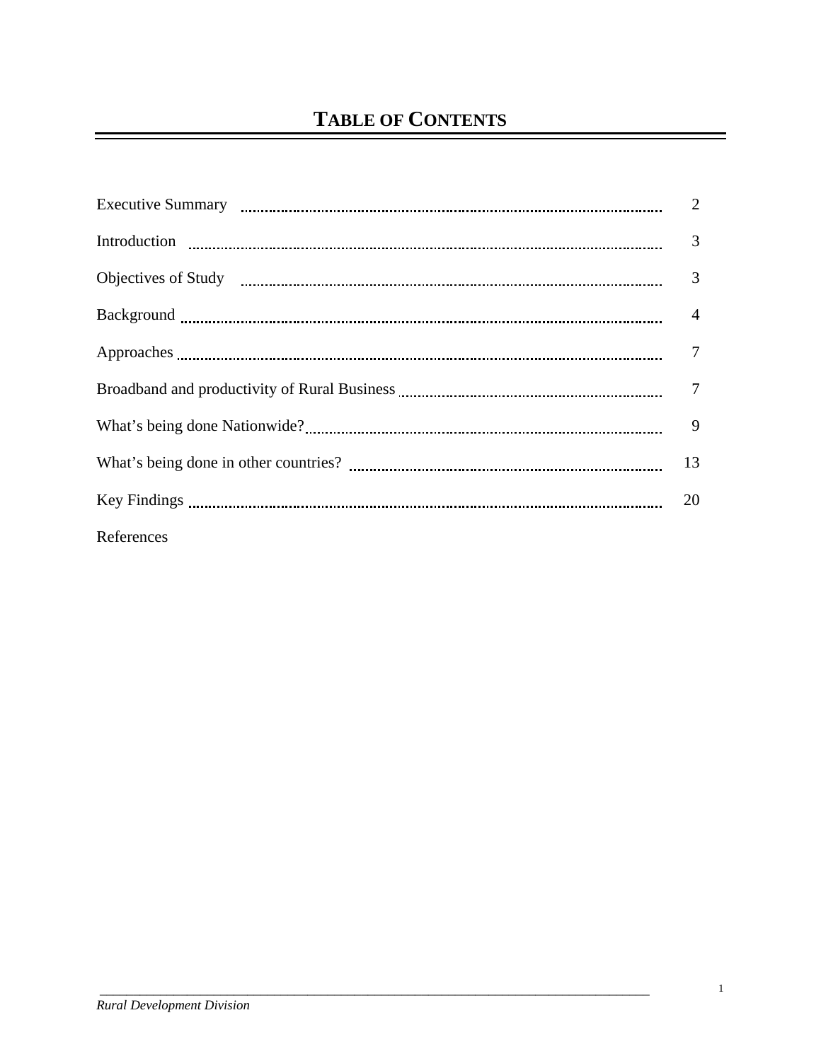# TABLE OF CONTENTS

| | |
|---|---|
| Executive Summary | 2 |
| Introduction | 3 |
| Objectives of Study | 3 |
| Background | 4 |
| Approaches | 7 |
| Broadband and productivity of Rural Business | 7 |
| What's being done Nationwide? | 9 |
| What's being done in other countries? | 13 |
| Key Findings | 20 |
| References | |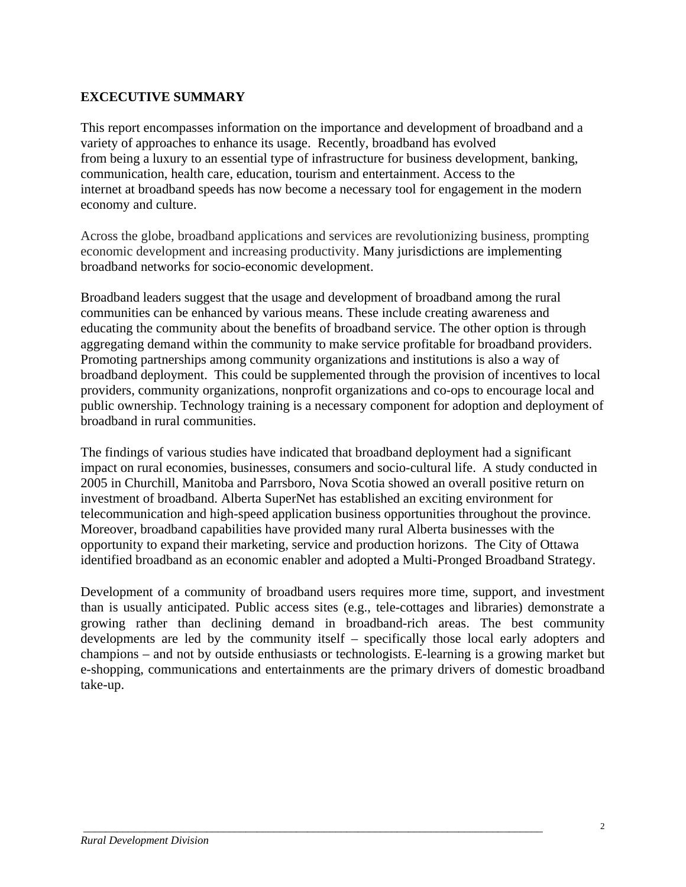## EXCECUTIVE SUMMARY

This report encompasses information on the importance and development of broadband and a variety of approaches to enhance its usage. Recently, broadband has evolved from being a luxury to an essential type of infrastructure for business development, banking, communication, health care, education, tourism and entertainment. Access to the internet at broadband speeds has now become a necessary tool for engagement in the modern economy and culture.

Across the globe, broadband applications and services are revolutionizing business, prompting economic development and increasing productivity. Many jurisdictions are implementing broadband networks for socio-economic development.

Broadband leaders suggest that the usage and development of broadband among the rural communities can be enhanced by various means. These include creating awareness and educating the community about the benefits of broadband service. The other option is through aggregating demand within the community to make service profitable for broadband providers. Promoting partnerships among community organizations and institutions is also a way of broadband deployment. This could be supplemented through the provision of incentives to local providers, community organizations, nonprofit organizations and co-ops to encourage local and public ownership. Technology training is a necessary component for adoption and deployment of broadband in rural communities.

The findings of various studies have indicated that broadband deployment had a significant impact on rural economies, businesses, consumers and socio-cultural life. A study conducted in 2005 in Churchill, Manitoba and Parrsboro, Nova Scotia showed an overall positive return on investment of broadband. Alberta SuperNet has established an exciting environment for telecommunication and high-speed application business opportunities throughout the province. Moreover, broadband capabilities have provided many rural Alberta businesses with the opportunity to expand their marketing, service and production horizons. The City of Ottawa identified broadband as an economic enabler and adopted a Multi-Pronged Broadband Strategy.

Development of a community of broadband users requires more time, support, and investment than is usually anticipated. Public access sites (e.g., tele-cottages and libraries) demonstrate a growing rather than declining demand in broadband-rich areas. The best community developments are led by the community itself – specifically those local early adopters and champions – and not by outside enthusiasts or technologists. E-learning is a growing market but e-shopping, communications and entertainments are the primary drivers of domestic broadband take-up.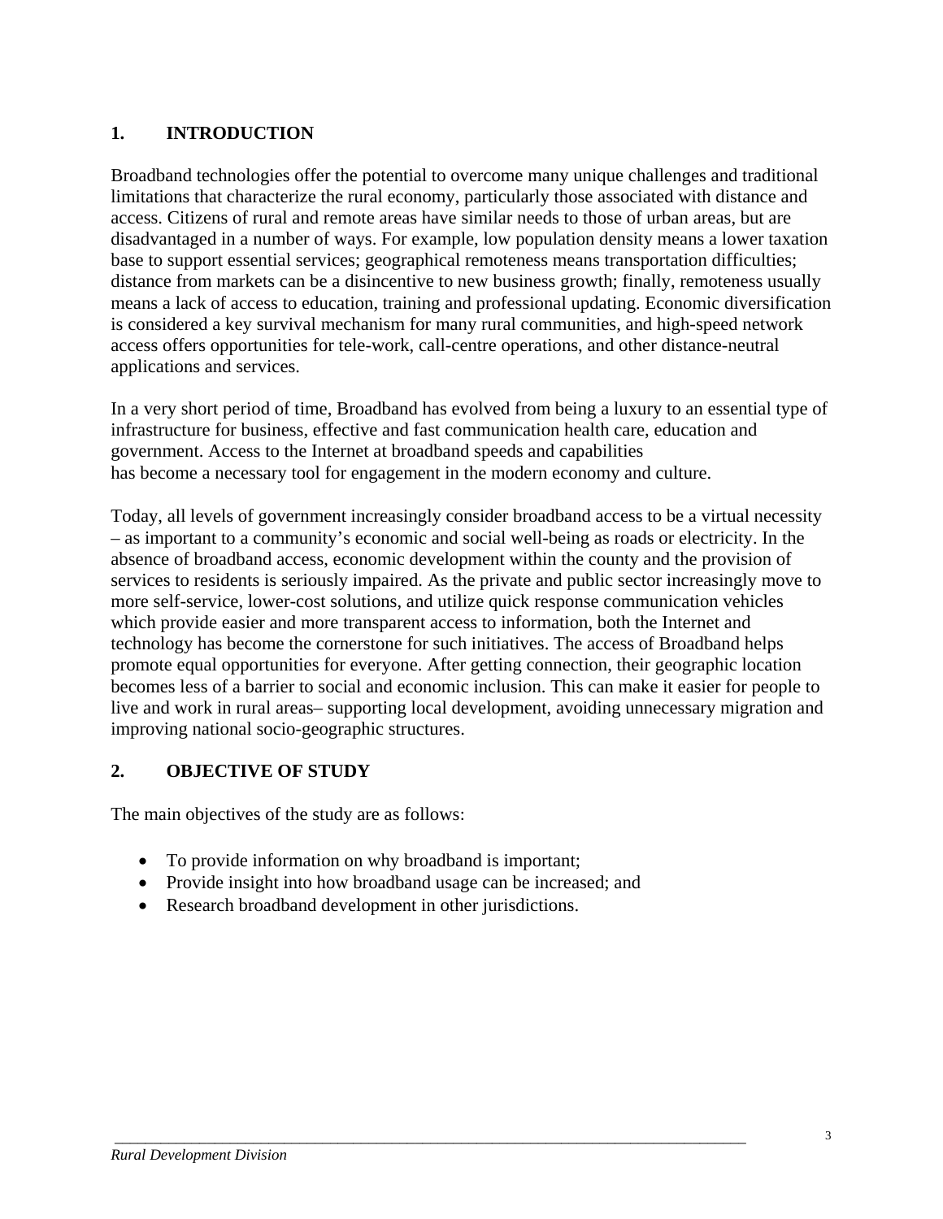## 1. INTRODUCTION

Broadband technologies offer the potential to overcome many unique challenges and traditional limitations that characterize the rural economy, particularly those associated with distance and access. Citizens of rural and remote areas have similar needs to those of urban areas, but are disadvantaged in a number of ways. For example, low population density means a lower taxation base to support essential services; geographical remoteness means transportation difficulties; distance from markets can be a disincentive to new business growth; finally, remoteness usually means a lack of access to education, training and professional updating. Economic diversification is considered a key survival mechanism for many rural communities, and high-speed network access offers opportunities for tele-work, call-centre operations, and other distance-neutral applications and services.

In a very short period of time, Broadband has evolved from being a luxury to an essential type of infrastructure for business, effective and fast communication health care, education and government. Access to the Internet at broadband speeds and capabilities has become a necessary tool for engagement in the modern economy and culture.

Today, all levels of government increasingly consider broadband access to be a virtual necessity – as important to a community's economic and social well-being as roads or electricity. In the absence of broadband access, economic development within the county and the provision of services to residents is seriously impaired. As the private and public sector increasingly move to more self-service, lower-cost solutions, and utilize quick response communication vehicles which provide easier and more transparent access to information, both the Internet and technology has become the cornerstone for such initiatives. The access of Broadband helps promote equal opportunities for everyone. After getting connection, their geographic location becomes less of a barrier to social and economic inclusion. This can make it easier for people to live and work in rural areas– supporting local development, avoiding unnecessary migration and improving national socio-geographic structures.

## 2. OBJECTIVE OF STUDY

The main objectives of the study are as follows:

- To provide information on why broadband is important;
- Provide insight into how broadband usage can be increased; and
- Research broadband development in other jurisdictions.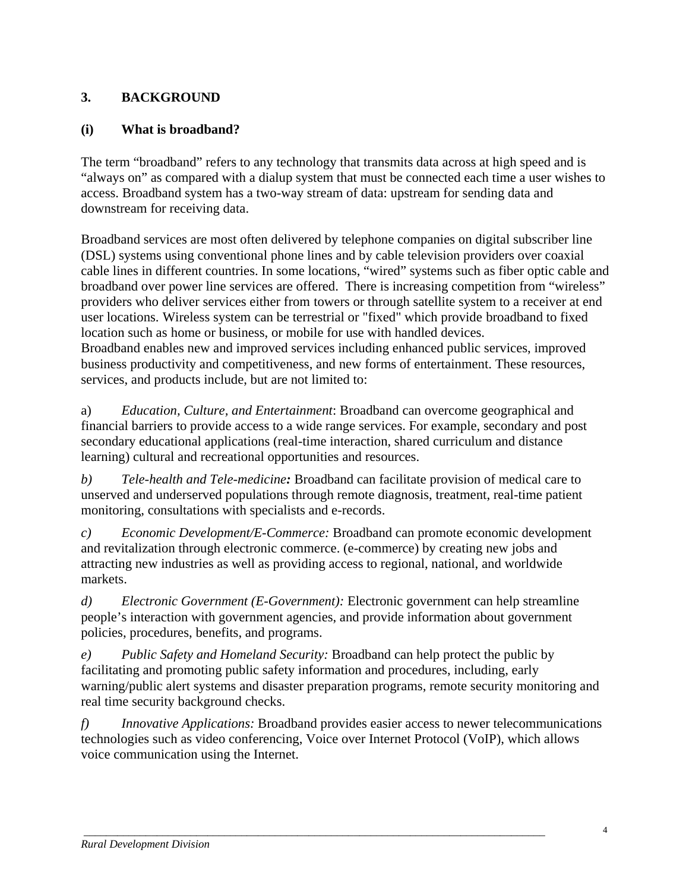## 3. BACKGROUND

### (i) What is broadband?

The term “broadband” refers to any technology that transmits data across at high speed and is “always on” as compared with a dialup system that must be connected each time a user wishes to access. Broadband system has a two-way stream of data: upstream for sending data and downstream for receiving data.

Broadband services are most often delivered by telephone companies on digital subscriber line (DSL) systems using conventional phone lines and by cable television providers over coaxial cable lines in different countries. In some locations, “wired” systems such as fiber optic cable and broadband over power line services are offered. There is increasing competition from “wireless” providers who deliver services either from towers or through satellite system to a receiver at end user locations. Wireless system can be terrestrial or "fixed" which provide broadband to fixed location such as home or business, or mobile for use with handled devices.
Broadband enables new and improved services including enhanced public services, improved business productivity and competitiveness, and new forms of entertainment. These resources, services, and products include, but are not limited to:

a) *Education, Culture, and Entertainment*: Broadband can overcome geographical and financial barriers to provide access to a wide range services. For example, secondary and post secondary educational applications (real-time interaction, shared curriculum and distance learning) cultural and recreational opportunities and resources.

*b) Tele-health and Tele-medicine**:*** Broadband can facilitate provision of medical care to unserved and underserved populations through remote diagnosis, treatment, real-time patient monitoring, consultations with specialists and e-records.

*c) Economic Development/E-Commerce:* Broadband can promote economic development and revitalization through electronic commerce. (e-commerce) by creating new jobs and attracting new industries as well as providing access to regional, national, and worldwide markets.

*d) Electronic Government (E-Government):* Electronic government can help streamline people’s interaction with government agencies, and provide information about government policies, procedures, benefits, and programs.

*e) Public Safety and Homeland Security:* Broadband can help protect the public by facilitating and promoting public safety information and procedures, including, early warning/public alert systems and disaster preparation programs, remote security monitoring and real time security background checks.

*f) Innovative Applications:* Broadband provides easier access to newer telecommunications technologies such as video conferencing, Voice over Internet Protocol (VoIP), which allows voice communication using the Internet.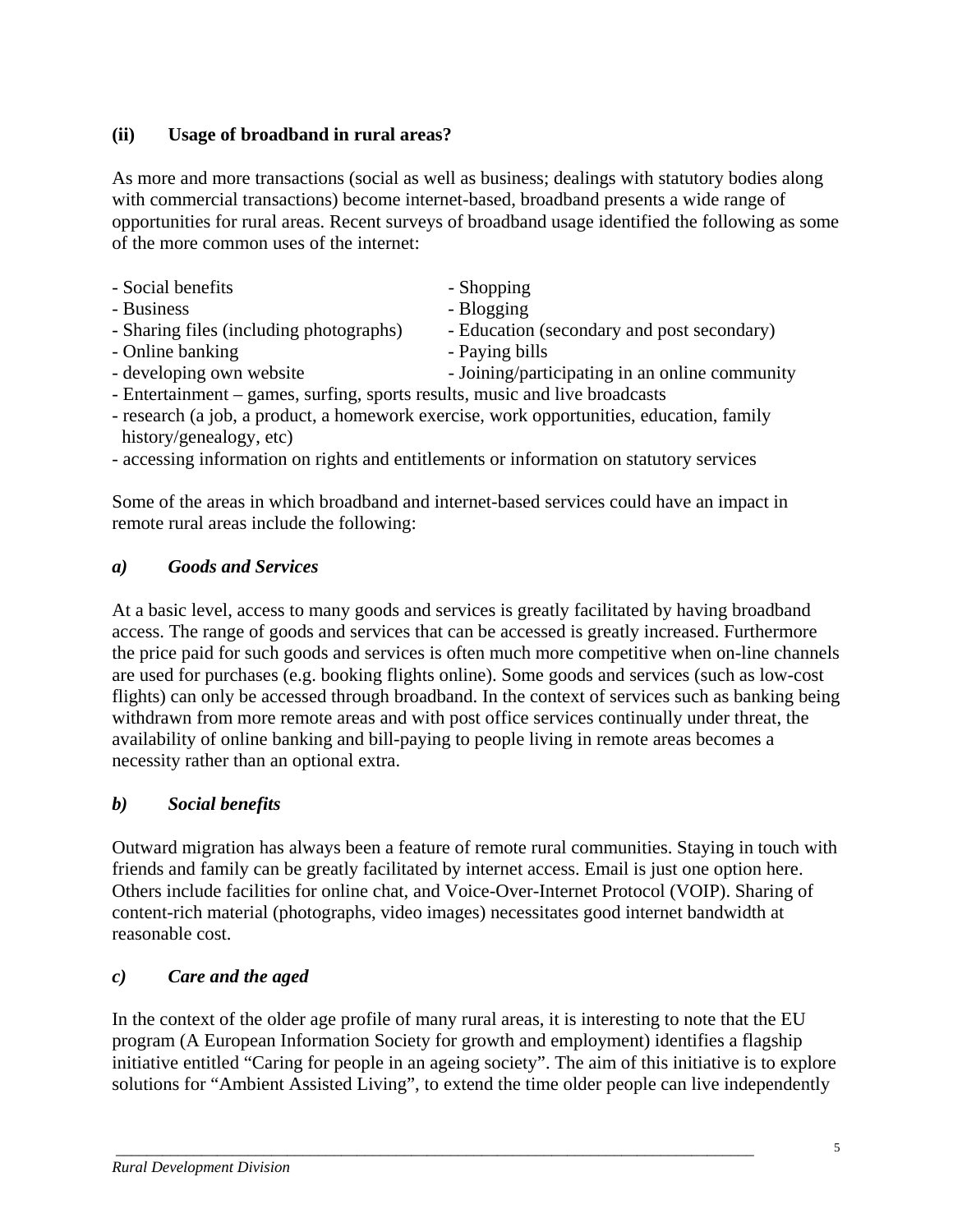### (ii) Usage of broadband in rural areas?

As more and more transactions (social as well as business; dealings with statutory bodies along with commercial transactions) become internet-based, broadband presents a wide range of opportunities for rural areas. Recent surveys of broadband usage identified the following as some of the more common uses of the internet:

- Social benefits
- Business
- Sharing files (including photographs)
- Online banking
- developing own website
- Shopping
- Blogging
- Education (secondary and post secondary)
- Paying bills
- Joining/participating in an online community
- Entertainment – games, surfing, sports results, music and live broadcasts
- research (a job, a product, a homework exercise, work opportunities, education, family history/genealogy, etc)
- accessing information on rights and entitlements or information on statutory services

Some of the areas in which broadband and internet-based services could have an impact in remote rural areas include the following:

#### *a) Goods and Services*

At a basic level, access to many goods and services is greatly facilitated by having broadband access. The range of goods and services that can be accessed is greatly increased. Furthermore the price paid for such goods and services is often much more competitive when on-line channels are used for purchases (e.g. booking flights online). Some goods and services (such as low-cost flights) can only be accessed through broadband. In the context of services such as banking being withdrawn from more remote areas and with post office services continually under threat, the availability of online banking and bill-paying to people living in remote areas becomes a necessity rather than an optional extra.

#### *b) Social benefits*

Outward migration has always been a feature of remote rural communities. Staying in touch with friends and family can be greatly facilitated by internet access. Email is just one option here. Others include facilities for online chat, and Voice-Over-Internet Protocol (VOIP). Sharing of content-rich material (photographs, video images) necessitates good internet bandwidth at reasonable cost.

#### *c) Care and the aged*

In the context of the older age profile of many rural areas, it is interesting to note that the EU program (A European Information Society for growth and employment) identifies a flagship initiative entitled "Caring for people in an ageing society". The aim of this initiative is to explore solutions for "Ambient Assisted Living", to extend the time older people can live independently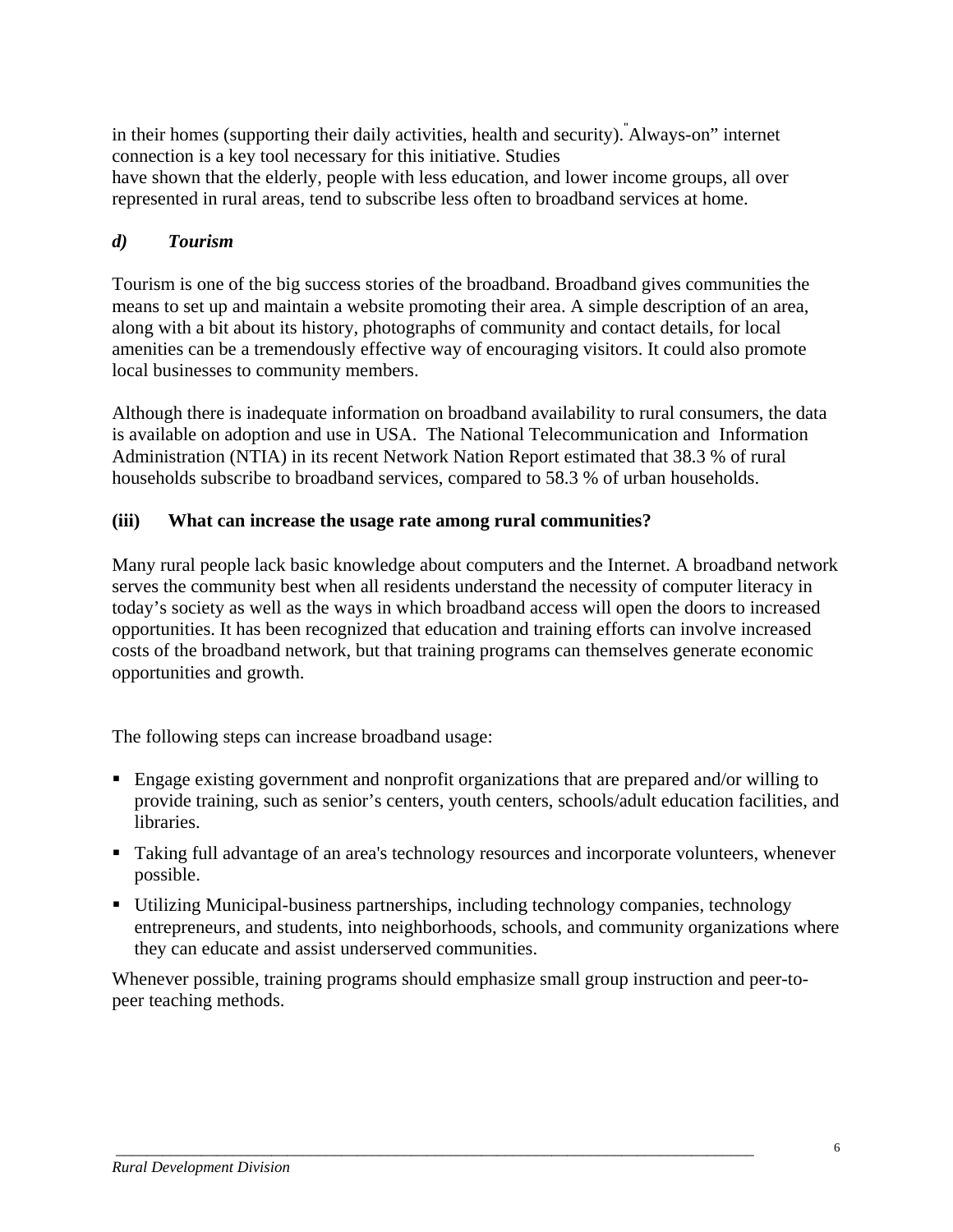in their homes (supporting their daily activities, health and security). "Always-on" internet connection is a key tool necessary for this initiative. Studies have shown that the elderly, people with less education, and lower income groups, all over represented in rural areas, tend to subscribe less often to broadband services at home.

***d) Tourism***

Tourism is one of the big success stories of the broadband. Broadband gives communities the means to set up and maintain a website promoting their area. A simple description of an area, along with a bit about its history, photographs of community and contact details, for local amenities can be a tremendously effective way of encouraging visitors. It could also promote local businesses to community members.

Although there is inadequate information on broadband availability to rural consumers, the data is available on adoption and use in USA. The National Telecommunication and Information Administration (NTIA) in its recent Network Nation Report estimated that 38.3 % of rural households subscribe to broadband services, compared to 58.3 % of urban households.

**(iii) What can increase the usage rate among rural communities?**

Many rural people lack basic knowledge about computers and the Internet. A broadband network serves the community best when all residents understand the necessity of computer literacy in today's society as well as the ways in which broadband access will open the doors to increased opportunities. It has been recognized that education and training efforts can involve increased costs of the broadband network, but that training programs can themselves generate economic opportunities and growth.

The following steps can increase broadband usage:

- Engage existing government and nonprofit organizations that are prepared and/or willing to provide training, such as senior's centers, youth centers, schools/adult education facilities, and libraries.
- Taking full advantage of an area's technology resources and incorporate volunteers, whenever possible.
- Utilizing Municipal-business partnerships, including technology companies, technology entrepreneurs, and students, into neighborhoods, schools, and community organizations where they can educate and assist underserved communities.

Whenever possible, training programs should emphasize small group instruction and peer-to-peer teaching methods.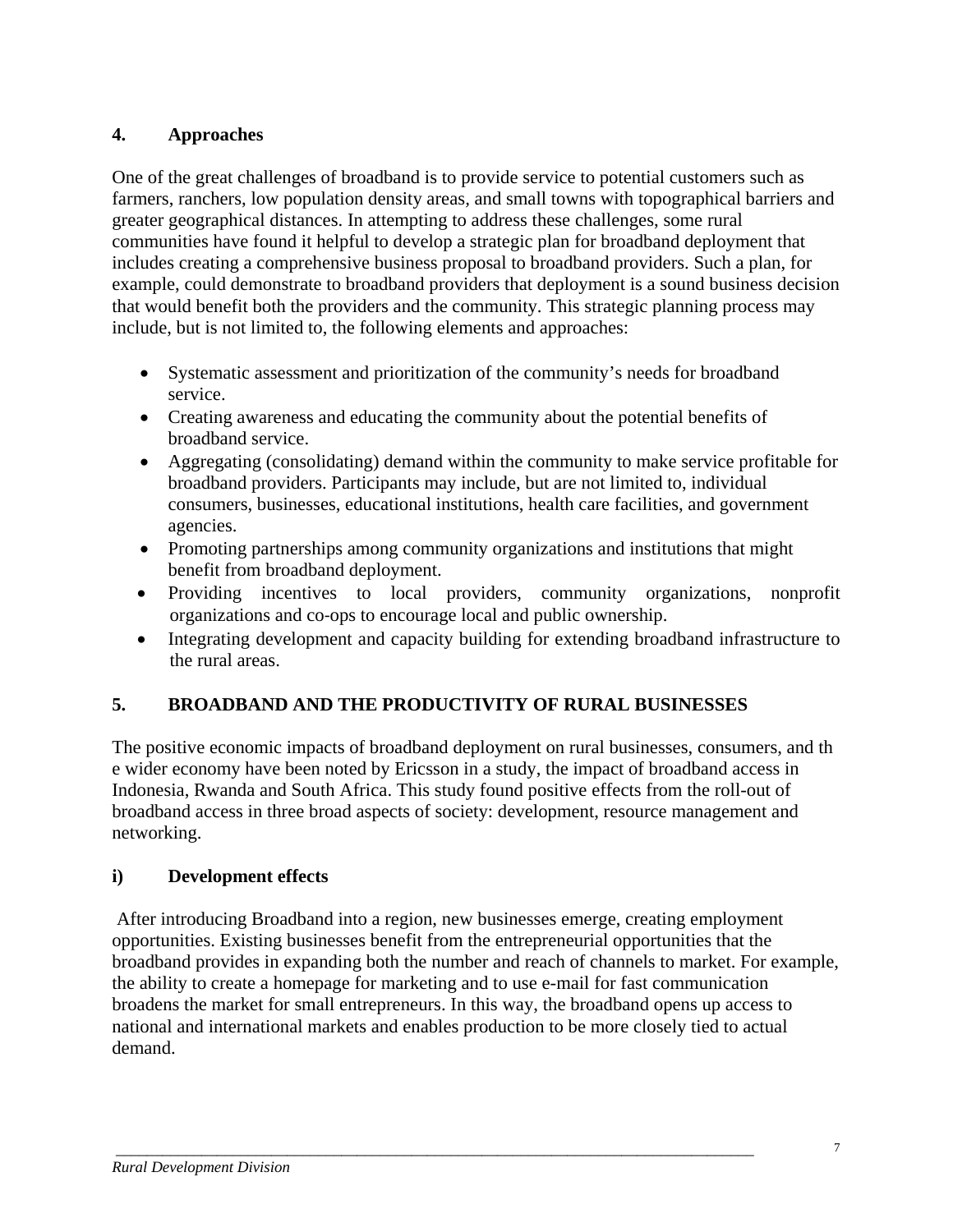## 4. Approaches

One of the great challenges of broadband is to provide service to potential customers such as farmers, ranchers, low population density areas, and small towns with topographical barriers and greater geographical distances. In attempting to address these challenges, some rural communities have found it helpful to develop a strategic plan for broadband deployment that includes creating a comprehensive business proposal to broadband providers. Such a plan, for example, could demonstrate to broadband providers that deployment is a sound business decision that would benefit both the providers and the community. This strategic planning process may include, but is not limited to, the following elements and approaches:

- Systematic assessment and prioritization of the community's needs for broadband service.
- Creating awareness and educating the community about the potential benefits of broadband service.
- Aggregating (consolidating) demand within the community to make service profitable for broadband providers. Participants may include, but are not limited to, individual consumers, businesses, educational institutions, health care facilities, and government agencies.
- Promoting partnerships among community organizations and institutions that might benefit from broadband deployment.
- Providing incentives to local providers, community organizations, nonprofit organizations and co-ops to encourage local and public ownership.
- Integrating development and capacity building for extending broadband infrastructure to the rural areas.

## 5. BROADBAND AND THE PRODUCTIVITY OF RURAL BUSINESSES

The positive economic impacts of broadband deployment on rural businesses, consumers, and th e wider economy have been noted by Ericsson in a study, the impact of broadband access in Indonesia, Rwanda and South Africa. This study found positive effects from the roll-out of broadband access in three broad aspects of society: development, resource management and networking.

### i) Development effects

After introducing Broadband into a region, new businesses emerge, creating employment opportunities. Existing businesses benefit from the entrepreneurial opportunities that the broadband provides in expanding both the number and reach of channels to market. For example, the ability to create a homepage for marketing and to use e-mail for fast communication broadens the market for small entrepreneurs. In this way, the broadband opens up access to national and international markets and enables production to be more closely tied to actual demand.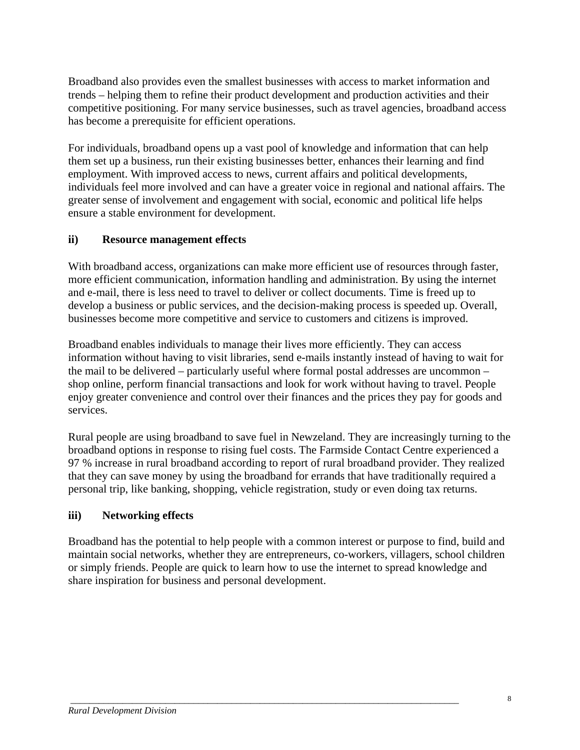Broadband also provides even the smallest businesses with access to market information and trends – helping them to refine their product development and production activities and their competitive positioning. For many service businesses, such as travel agencies, broadband access has become a prerequisite for efficient operations.

For individuals, broadband opens up a vast pool of knowledge and information that can help them set up a business, run their existing businesses better, enhances their learning and find employment. With improved access to news, current affairs and political developments, individuals feel more involved and can have a greater voice in regional and national affairs. The greater sense of involvement and engagement with social, economic and political life helps ensure a stable environment for development.

### ii) Resource management effects

With broadband access, organizations can make more efficient use of resources through faster, more efficient communication, information handling and administration. By using the internet and e-mail, there is less need to travel to deliver or collect documents. Time is freed up to develop a business or public services, and the decision-making process is speeded up. Overall, businesses become more competitive and service to customers and citizens is improved.

Broadband enables individuals to manage their lives more efficiently. They can access information without having to visit libraries, send e-mails instantly instead of having to wait for the mail to be delivered – particularly useful where formal postal addresses are uncommon – shop online, perform financial transactions and look for work without having to travel. People enjoy greater convenience and control over their finances and the prices they pay for goods and services.

Rural people are using broadband to save fuel in Newzeland. They are increasingly turning to the broadband options in response to rising fuel costs. The Farmside Contact Centre experienced a 97 % increase in rural broadband according to report of rural broadband provider. They realized that they can save money by using the broadband for errands that have traditionally required a personal trip, like banking, shopping, vehicle registration, study or even doing tax returns.

### iii) Networking effects

Broadband has the potential to help people with a common interest or purpose to find, build and maintain social networks, whether they are entrepreneurs, co-workers, villagers, school children or simply friends. People are quick to learn how to use the internet to spread knowledge and share inspiration for business and personal development.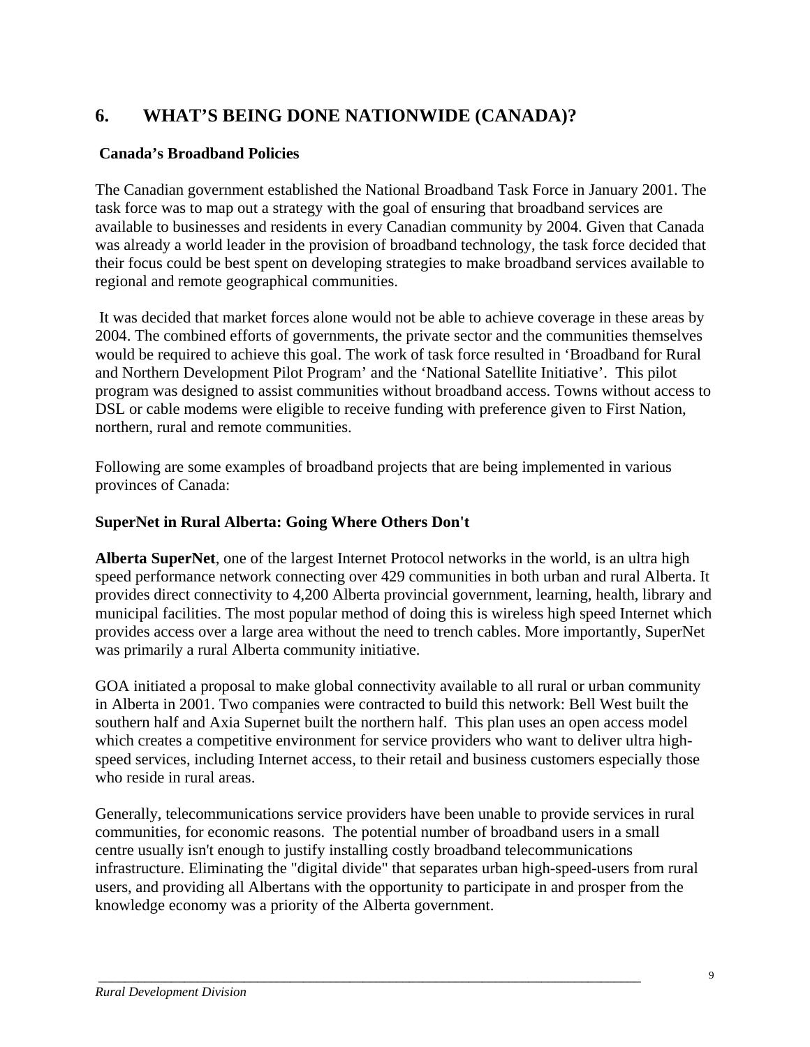## 6. WHAT'S BEING DONE NATIONWIDE (CANADA)?

**Canada's Broadband Policies**

The Canadian government established the National Broadband Task Force in January 2001. The task force was to map out a strategy with the goal of ensuring that broadband services are available to businesses and residents in every Canadian community by 2004. Given that Canada was already a world leader in the provision of broadband technology, the task force decided that their focus could be best spent on developing strategies to make broadband services available to regional and remote geographical communities.

It was decided that market forces alone would not be able to achieve coverage in these areas by 2004. The combined efforts of governments, the private sector and the communities themselves would be required to achieve this goal. The work of task force resulted in 'Broadband for Rural and Northern Development Pilot Program' and the 'National Satellite Initiative'. This pilot program was designed to assist communities without broadband access. Towns without access to DSL or cable modems were eligible to receive funding with preference given to First Nation, northern, rural and remote communities.

Following are some examples of broadband projects that are being implemented in various provinces of Canada:

**SuperNet in Rural Alberta: Going Where Others Don't**

**Alberta SuperNet**, one of the largest Internet Protocol networks in the world, is an ultra high speed performance network connecting over 429 communities in both urban and rural Alberta. It provides direct connectivity to 4,200 Alberta provincial government, learning, health, library and municipal facilities. The most popular method of doing this is wireless high speed Internet which provides access over a large area without the need to trench cables. More importantly, SuperNet was primarily a rural Alberta community initiative.

GOA initiated a proposal to make global connectivity available to all rural or urban community in Alberta in 2001. Two companies were contracted to build this network: Bell West built the southern half and Axia Supernet built the northern half. This plan uses an open access model which creates a competitive environment for service providers who want to deliver ultra high-speed services, including Internet access, to their retail and business customers especially those who reside in rural areas.

Generally, telecommunications service providers have been unable to provide services in rural communities, for economic reasons. The potential number of broadband users in a small centre usually isn't enough to justify installing costly broadband telecommunications infrastructure. Eliminating the "digital divide" that separates urban high-speed-users from rural users, and providing all Albertans with the opportunity to participate in and prosper from the knowledge economy was a priority of the Alberta government.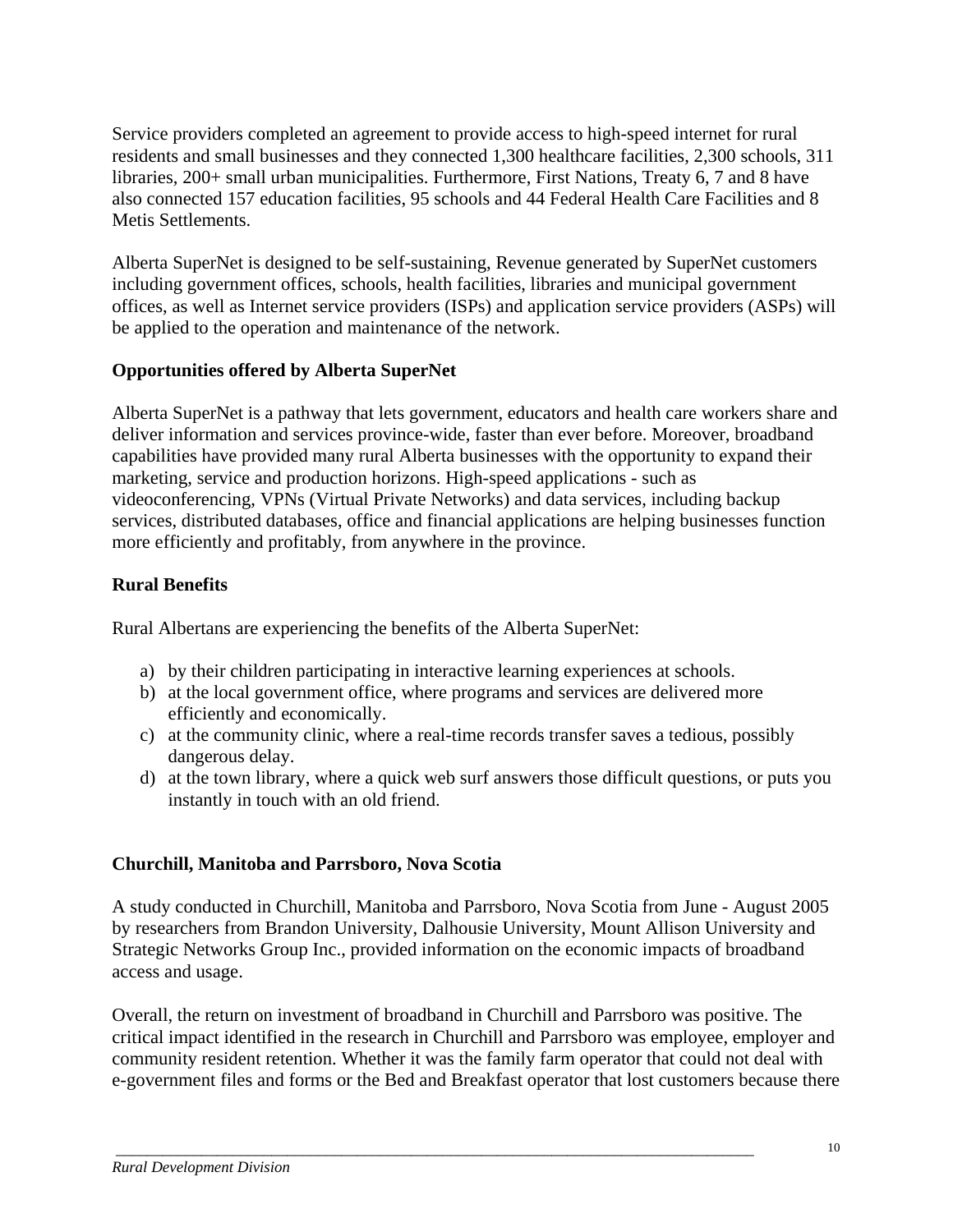Service providers completed an agreement to provide access to high-speed internet for rural residents and small businesses and they connected 1,300 healthcare facilities, 2,300 schools, 311 libraries, 200+ small urban municipalities. Furthermore, First Nations, Treaty 6, 7 and 8 have also connected 157 education facilities, 95 schools and 44 Federal Health Care Facilities and 8 Metis Settlements.

Alberta SuperNet is designed to be self-sustaining, Revenue generated by SuperNet customers including government offices, schools, health facilities, libraries and municipal government offices, as well as Internet service providers (ISPs) and application service providers (ASPs) will be applied to the operation and maintenance of the network.

**Opportunities offered by Alberta SuperNet**

Alberta SuperNet is a pathway that lets government, educators and health care workers share and deliver information and services province-wide, faster than ever before. Moreover, broadband capabilities have provided many rural Alberta businesses with the opportunity to expand their marketing, service and production horizons. High-speed applications - such as videoconferencing, VPNs (Virtual Private Networks) and data services, including backup services, distributed databases, office and financial applications are helping businesses function more efficiently and profitably, from anywhere in the province.

**Rural Benefits**

Rural Albertans are experiencing the benefits of the Alberta SuperNet:

a) by their children participating in interactive learning experiences at schools.
b) at the local government office, where programs and services are delivered more efficiently and economically.
c) at the community clinic, where a real-time records transfer saves a tedious, possibly dangerous delay.
d) at the town library, where a quick web surf answers those difficult questions, or puts you instantly in touch with an old friend.

**Churchill, Manitoba and Parrsboro, Nova Scotia**

A study conducted in Churchill, Manitoba and Parrsboro, Nova Scotia from June - August 2005 by researchers from Brandon University, Dalhousie University, Mount Allison University and Strategic Networks Group Inc., provided information on the economic impacts of broadband access and usage.

Overall, the return on investment of broadband in Churchill and Parrsboro was positive. The critical impact identified in the research in Churchill and Parrsboro was employee, employer and community resident retention. Whether it was the family farm operator that could not deal with e-government files and forms or the Bed and Breakfast operator that lost customers because there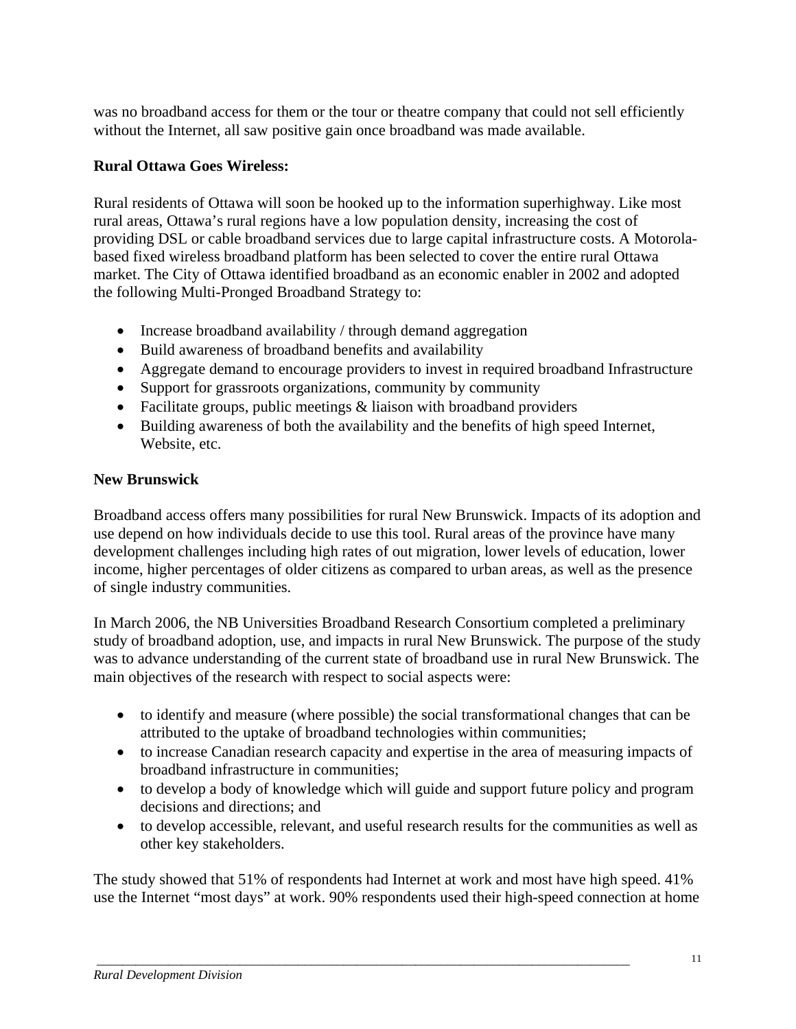was no broadband access for them or the tour or theatre company that could not sell efficiently without the Internet, all saw positive gain once broadband was made available.

**Rural Ottawa Goes Wireless:**

Rural residents of Ottawa will soon be hooked up to the information superhighway. Like most rural areas, Ottawa's rural regions have a low population density, increasing the cost of providing DSL or cable broadband services due to large capital infrastructure costs. A Motorola-based fixed wireless broadband platform has been selected to cover the entire rural Ottawa market. The City of Ottawa identified broadband as an economic enabler in 2002 and adopted the following Multi-Pronged Broadband Strategy to:

- Increase broadband availability / through demand aggregation
- Build awareness of broadband benefits and availability
- Aggregate demand to encourage providers to invest in required broadband Infrastructure
- Support for grassroots organizations, community by community
- Facilitate groups, public meetings & liaison with broadband providers
- Building awareness of both the availability and the benefits of high speed Internet, Website, etc.

**New Brunswick**

Broadband access offers many possibilities for rural New Brunswick. Impacts of its adoption and use depend on how individuals decide to use this tool. Rural areas of the province have many development challenges including high rates of out migration, lower levels of education, lower income, higher percentages of older citizens as compared to urban areas, as well as the presence of single industry communities.

In March 2006, the NB Universities Broadband Research Consortium completed a preliminary study of broadband adoption, use, and impacts in rural New Brunswick. The purpose of the study was to advance understanding of the current state of broadband use in rural New Brunswick. The main objectives of the research with respect to social aspects were:

- to identify and measure (where possible) the social transformational changes that can be attributed to the uptake of broadband technologies within communities;
- to increase Canadian research capacity and expertise in the area of measuring impacts of broadband infrastructure in communities;
- to develop a body of knowledge which will guide and support future policy and program decisions and directions; and
- to develop accessible, relevant, and useful research results for the communities as well as other key stakeholders.

The study showed that 51% of respondents had Internet at work and most have high speed. 41% use the Internet "most days" at work. 90% respondents used their high-speed connection at home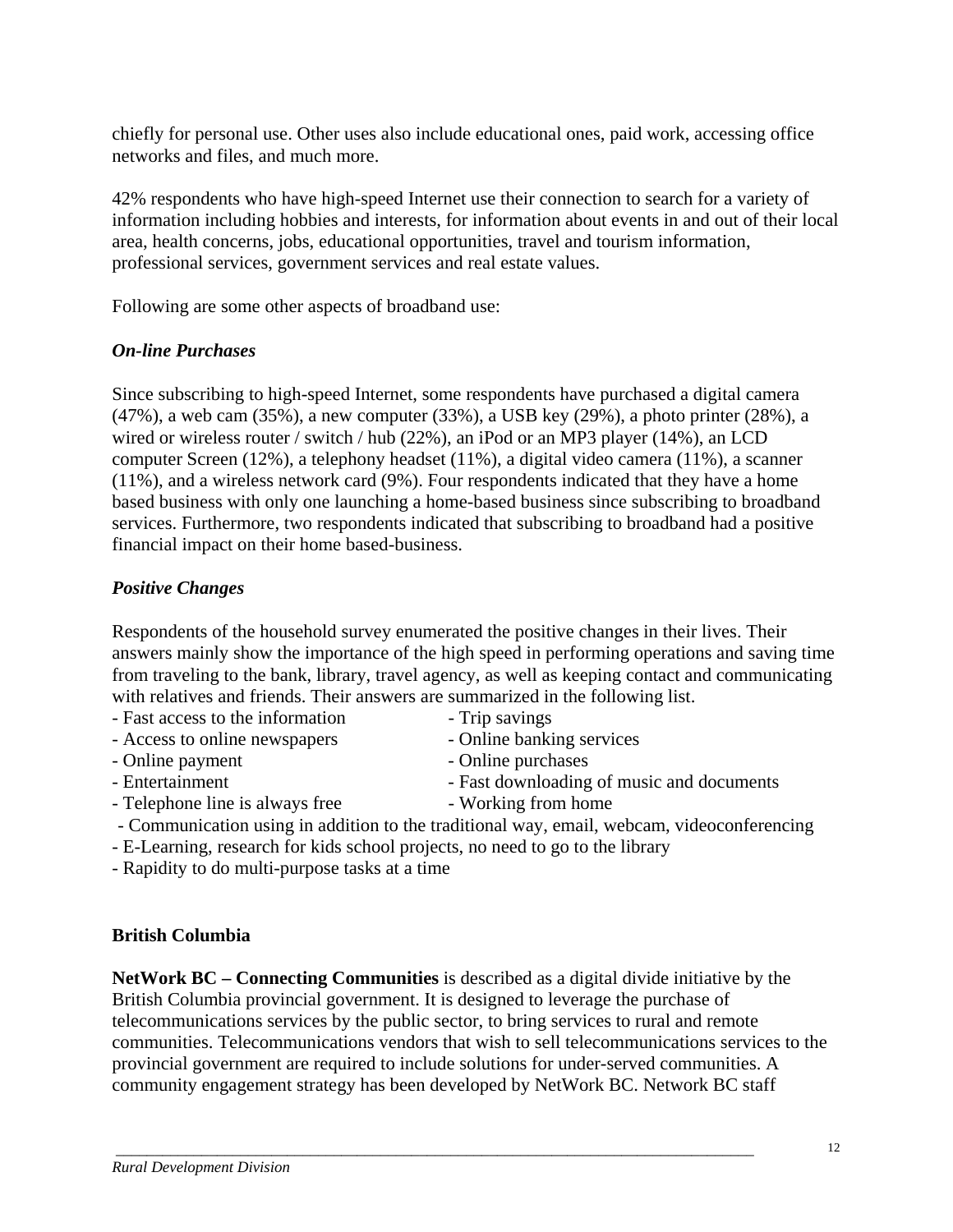chiefly for personal use. Other uses also include educational ones, paid work, accessing office networks and files, and much more.

42% respondents who have high-speed Internet use their connection to search for a variety of information including hobbies and interests, for information about events in and out of their local area, health concerns, jobs, educational opportunities, travel and tourism information, professional services, government services and real estate values.

Following are some other aspects of broadband use:

***On-line Purchases***

Since subscribing to high-speed Internet, some respondents have purchased a digital camera (47%), a web cam (35%), a new computer (33%), a USB key (29%), a photo printer (28%), a wired or wireless router / switch / hub (22%), an iPod or an MP3 player (14%), an LCD computer Screen (12%), a telephony headset (11%), a digital video camera (11%), a scanner (11%), and a wireless network card (9%). Four respondents indicated that they have a home based business with only one launching a home-based business since subscribing to broadband services. Furthermore, two respondents indicated that subscribing to broadband had a positive financial impact on their home based-business.

***Positive Changes***

Respondents of the household survey enumerated the positive changes in their lives. Their answers mainly show the importance of the high speed in performing operations and saving time from traveling to the bank, library, travel agency, as well as keeping contact and communicating with relatives and friends. Their answers are summarized in the following list.

- Fast access to the information
- Trip savings
- Access to online newspapers
- Online banking services
- Online payment
- Online purchases
- Entertainment
- Fast downloading of music and documents
- Telephone line is always free
- Working from home
- Communication using in addition to the traditional way, email, webcam, videoconferencing
- E-Learning, research for kids school projects, no need to go to the library
- Rapidity to do multi-purpose tasks at a time

**British Columbia**

**NetWork BC – Connecting Communities** is described as a digital divide initiative by the British Columbia provincial government. It is designed to leverage the purchase of telecommunications services by the public sector, to bring services to rural and remote communities. Telecommunications vendors that wish to sell telecommunications services to the provincial government are required to include solutions for under-served communities. A community engagement strategy has been developed by NetWork BC. Network BC staff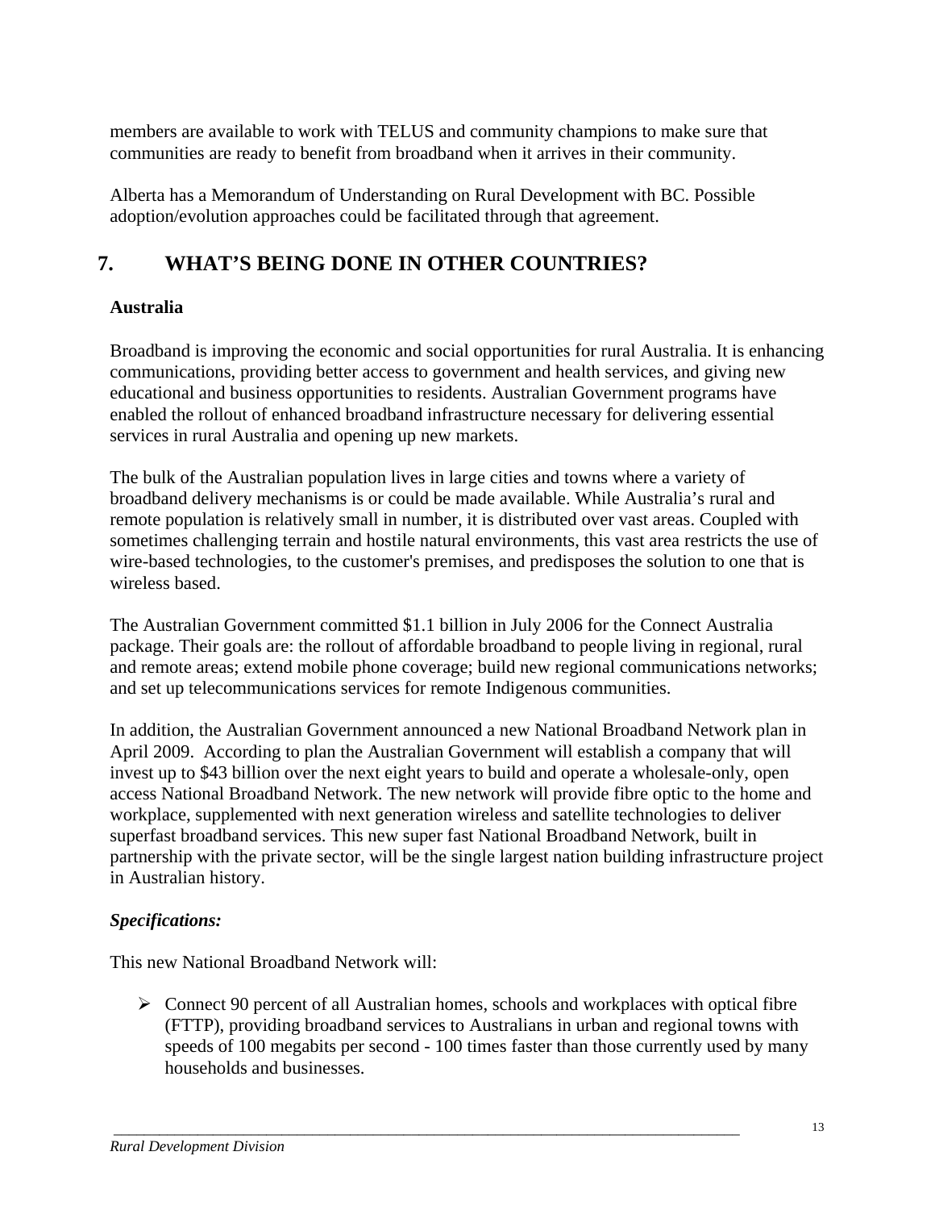members are available to work with TELUS and community champions to make sure that communities are ready to benefit from broadband when it arrives in their community.

Alberta has a Memorandum of Understanding on Rural Development with BC. Possible adoption/evolution approaches could be facilitated through that agreement.

# 7. WHAT'S BEING DONE IN OTHER COUNTRIES?

**Australia**

Broadband is improving the economic and social opportunities for rural Australia. It is enhancing communications, providing better access to government and health services, and giving new educational and business opportunities to residents. Australian Government programs have enabled the rollout of enhanced broadband infrastructure necessary for delivering essential services in rural Australia and opening up new markets.

The bulk of the Australian population lives in large cities and towns where a variety of broadband delivery mechanisms is or could be made available. While Australia's rural and remote population is relatively small in number, it is distributed over vast areas. Coupled with sometimes challenging terrain and hostile natural environments, this vast area restricts the use of wire-based technologies, to the customer's premises, and predisposes the solution to one that is wireless based.

The Australian Government committed $1.1 billion in July 2006 for the Connect Australia package. Their goals are: the rollout of affordable broadband to people living in regional, rural and remote areas; extend mobile phone coverage; build new regional communications networks; and set up telecommunications services for remote Indigenous communities.

In addition, the Australian Government announced a new National Broadband Network plan in April 2009. According to plan the Australian Government will establish a company that will invest up to $43 billion over the next eight years to build and operate a wholesale-only, open access National Broadband Network. The new network will provide fibre optic to the home and workplace, supplemented with next generation wireless and satellite technologies to deliver superfast broadband services. This new super fast National Broadband Network, built in partnership with the private sector, will be the single largest nation building infrastructure project in Australian history.

***Specifications:***

This new National Broadband Network will:

- Connect 90 percent of all Australian homes, schools and workplaces with optical fibre (FTTP), providing broadband services to Australians in urban and regional towns with speeds of 100 megabits per second - 100 times faster than those currently used by many households and businesses.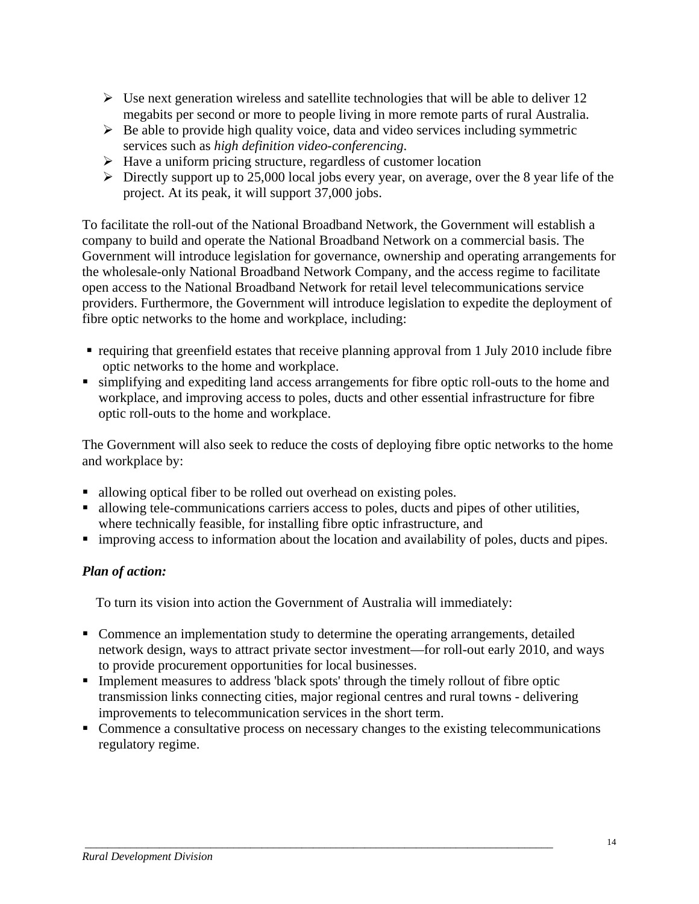- Use next generation wireless and satellite technologies that will be able to deliver 12 megabits per second or more to people living in more remote parts of rural Australia.
- Be able to provide high quality voice, data and video services including symmetric services such as *high definition video-conferencing*.
- Have a uniform pricing structure, regardless of customer location
- Directly support up to 25,000 local jobs every year, on average, over the 8 year life of the project. At its peak, it will support 37,000 jobs.

To facilitate the roll-out of the National Broadband Network, the Government will establish a company to build and operate the National Broadband Network on a commercial basis. The Government will introduce legislation for governance, ownership and operating arrangements for the wholesale-only National Broadband Network Company, and the access regime to facilitate open access to the National Broadband Network for retail level telecommunications service providers. Furthermore, the Government will introduce legislation to expedite the deployment of fibre optic networks to the home and workplace, including:

- requiring that greenfield estates that receive planning approval from 1 July 2010 include fibre optic networks to the home and workplace.
- simplifying and expediting land access arrangements for fibre optic roll-outs to the home and workplace, and improving access to poles, ducts and other essential infrastructure for fibre optic roll-outs to the home and workplace.

The Government will also seek to reduce the costs of deploying fibre optic networks to the home and workplace by:

- allowing optical fiber to be rolled out overhead on existing poles.
- allowing tele-communications carriers access to poles, ducts and pipes of other utilities, where technically feasible, for installing fibre optic infrastructure, and
- improving access to information about the location and availability of poles, ducts and pipes.

***Plan of action:***

To turn its vision into action the Government of Australia will immediately:

- Commence an implementation study to determine the operating arrangements, detailed network design, ways to attract private sector investment—for roll-out early 2010, and ways to provide procurement opportunities for local businesses.
- Implement measures to address 'black spots' through the timely rollout of fibre optic transmission links connecting cities, major regional centres and rural towns - delivering improvements to telecommunication services in the short term.
- Commence a consultative process on necessary changes to the existing telecommunications regulatory regime.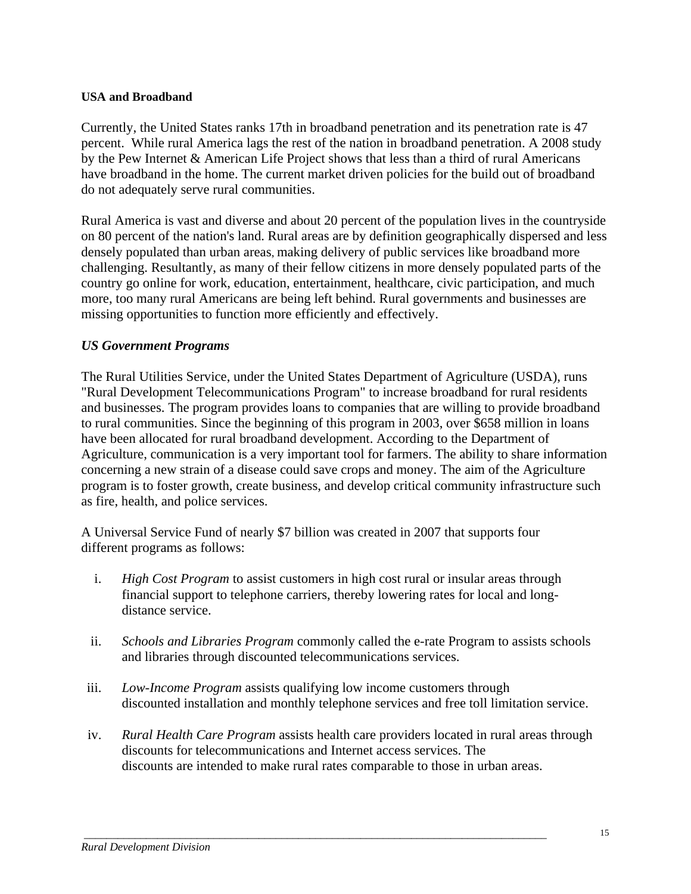**USA and Broadband**

Currently, the United States ranks 17th in broadband penetration and its penetration rate is 47 percent. While rural America lags the rest of the nation in broadband penetration. A 2008 study by the Pew Internet & American Life Project shows that less than a third of rural Americans have broadband in the home. The current market driven policies for the build out of broadband do not adequately serve rural communities.

Rural America is vast and diverse and about 20 percent of the population lives in the countryside on 80 percent of the nation's land. Rural areas are by definition geographically dispersed and less densely populated than urban areas, making delivery of public services like broadband more challenging. Resultantly, as many of their fellow citizens in more densely populated parts of the country go online for work, education, entertainment, healthcare, civic participation, and much more, too many rural Americans are being left behind. Rural governments and businesses are missing opportunities to function more efficiently and effectively.

***US Government Programs***

The Rural Utilities Service, under the United States Department of Agriculture (USDA), runs "Rural Development Telecommunications Program" to increase broadband for rural residents and businesses. The program provides loans to companies that are willing to provide broadband to rural communities. Since the beginning of this program in 2003, over $658 million in loans have been allocated for rural broadband development. According to the Department of Agriculture, communication is a very important tool for farmers. The ability to share information concerning a new strain of a disease could save crops and money. The aim of the Agriculture program is to foster growth, create business, and develop critical community infrastructure such as fire, health, and police services.

A Universal Service Fund of nearly $7 billion was created in 2007 that supports four different programs as follows:

i. *High Cost Program* to assist customers in high cost rural or insular areas through financial support to telephone carriers, thereby lowering rates for local and long-distance service.

ii. *Schools and Libraries Program* commonly called the e-rate Program to assists schools and libraries through discounted telecommunications services.

iii. *Low-Income Program* assists qualifying low income customers through discounted installation and monthly telephone services and free toll limitation service.

iv. *Rural Health Care Program* assists health care providers located in rural areas through discounts for telecommunications and Internet access services. The discounts are intended to make rural rates comparable to those in urban areas.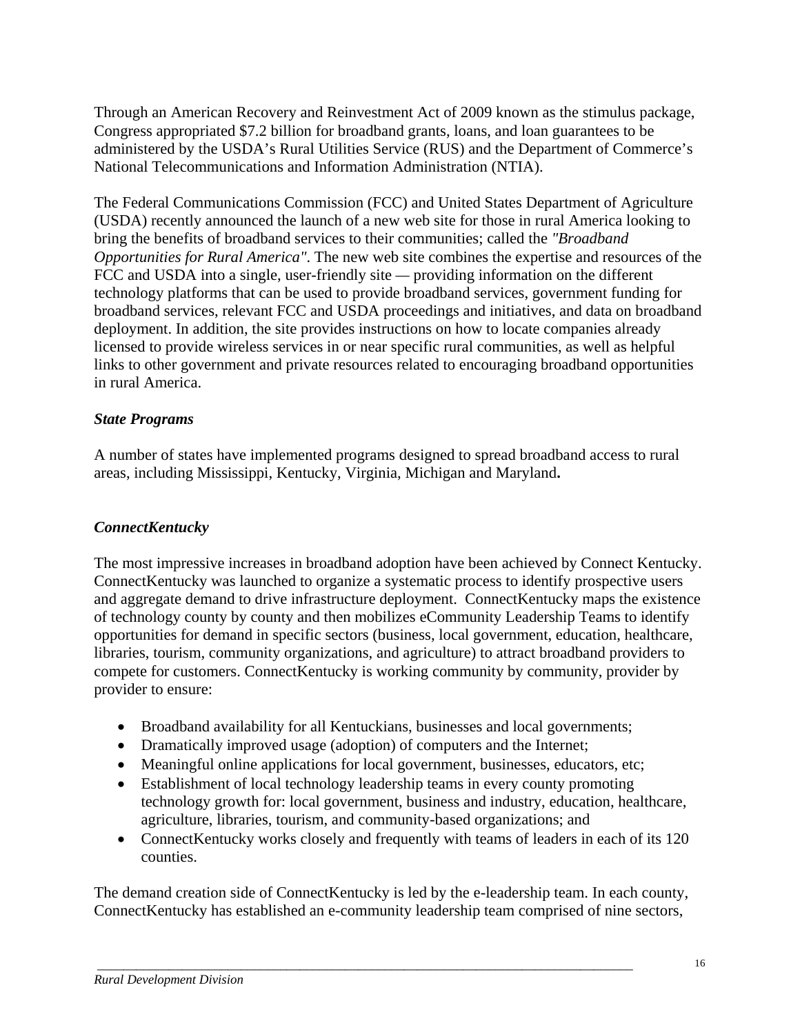Through an American Recovery and Reinvestment Act of 2009 known as the stimulus package, Congress appropriated $7.2 billion for broadband grants, loans, and loan guarantees to be administered by the USDA's Rural Utilities Service (RUS) and the Department of Commerce's National Telecommunications and Information Administration (NTIA).

The Federal Communications Commission (FCC) and United States Department of Agriculture (USDA) recently announced the launch of a new web site for those in rural America looking to bring the benefits of broadband services to their communities; called the *"Broadband Opportunities for Rural America"*. The new web site combines the expertise and resources of the FCC and USDA into a single, user-friendly site — providing information on the different technology platforms that can be used to provide broadband services, government funding for broadband services, relevant FCC and USDA proceedings and initiatives, and data on broadband deployment. In addition, the site provides instructions on how to locate companies already licensed to provide wireless services in or near specific rural communities, as well as helpful links to other government and private resources related to encouraging broadband opportunities in rural America.

***State Programs***

A number of states have implemented programs designed to spread broadband access to rural areas, including Mississippi, Kentucky, Virginia, Michigan and Maryland**.**

***ConnectKentucky***

The most impressive increases in broadband adoption have been achieved by Connect Kentucky. ConnectKentucky was launched to organize a systematic process to identify prospective users and aggregate demand to drive infrastructure deployment. ConnectKentucky maps the existence of technology county by county and then mobilizes eCommunity Leadership Teams to identify opportunities for demand in specific sectors (business, local government, education, healthcare, libraries, tourism, community organizations, and agriculture) to attract broadband providers to compete for customers. ConnectKentucky is working community by community, provider by provider to ensure:

- Broadband availability for all Kentuckians, businesses and local governments;
- Dramatically improved usage (adoption) of computers and the Internet;
- Meaningful online applications for local government, businesses, educators, etc;
- Establishment of local technology leadership teams in every county promoting technology growth for: local government, business and industry, education, healthcare, agriculture, libraries, tourism, and community-based organizations; and
- ConnectKentucky works closely and frequently with teams of leaders in each of its 120 counties.

The demand creation side of ConnectKentucky is led by the e-leadership team. In each county, ConnectKentucky has established an e-community leadership team comprised of nine sectors,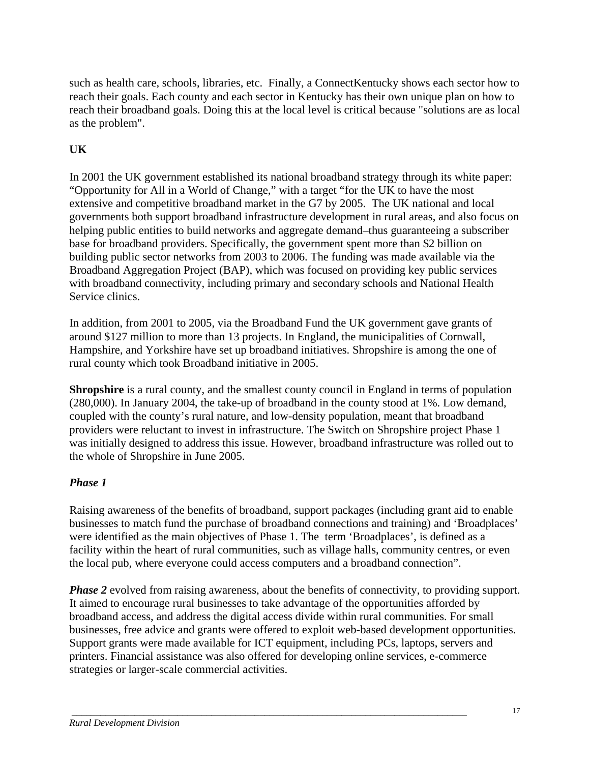such as health care, schools, libraries, etc.  Finally, a ConnectKentucky shows each sector how to reach their goals. Each county and each sector in Kentucky has their own unique plan on how to reach their broadband goals. Doing this at the local level is critical because "solutions are as local as the problem".

**UK**

In 2001 the UK government established its national broadband strategy through its white paper: “Opportunity for All in a World of Change,” with a target “for the UK to have the most extensive and competitive broadband market in the G7 by 2005.  The UK national and local governments both support broadband infrastructure development in rural areas, and also focus on helping public entities to build networks and aggregate demand–thus guaranteeing a subscriber base for broadband providers. Specifically, the government spent more than $2 billion on building public sector networks from 2003 to 2006. The funding was made available via the Broadband Aggregation Project (BAP), which was focused on providing key public services with broadband connectivity, including primary and secondary schools and National Health Service clinics.

In addition, from 2001 to 2005, via the Broadband Fund the UK government gave grants of around $127 million to more than 13 projects. In England, the municipalities of Cornwall, Hampshire, and Yorkshire have set up broadband initiatives. Shropshire is among the one of rural county which took Broadband initiative in 2005.

**Shropshire** is a rural county, and the smallest county council in England in terms of population (280,000). In January 2004, the take-up of broadband in the county stood at 1%. Low demand, coupled with the county’s rural nature, and low-density population, meant that broadband providers were reluctant to invest in infrastructure. The Switch on Shropshire project Phase 1 was initially designed to address this issue. However, broadband infrastructure was rolled out to the whole of Shropshire in June 2005.

***Phase 1***

Raising awareness of the benefits of broadband, support packages (including grant aid to enable businesses to match fund the purchase of broadband connections and training) and ‘Broadplaces’ were identified as the main objectives of Phase 1. The  term ‘Broadplaces’, is defined as a facility within the heart of rural communities, such as village halls, community centres, or even the local pub, where everyone could access computers and a broadband connection”.

***Phase 2*** evolved from raising awareness, about the benefits of connectivity, to providing support. It aimed to encourage rural businesses to take advantage of the opportunities afforded by broadband access, and address the digital access divide within rural communities. For small businesses, free advice and grants were offered to exploit web-based development opportunities. Support grants were made available for ICT equipment, including PCs, laptops, servers and printers. Financial assistance was also offered for developing online services, e-commerce strategies or larger-scale commercial activities.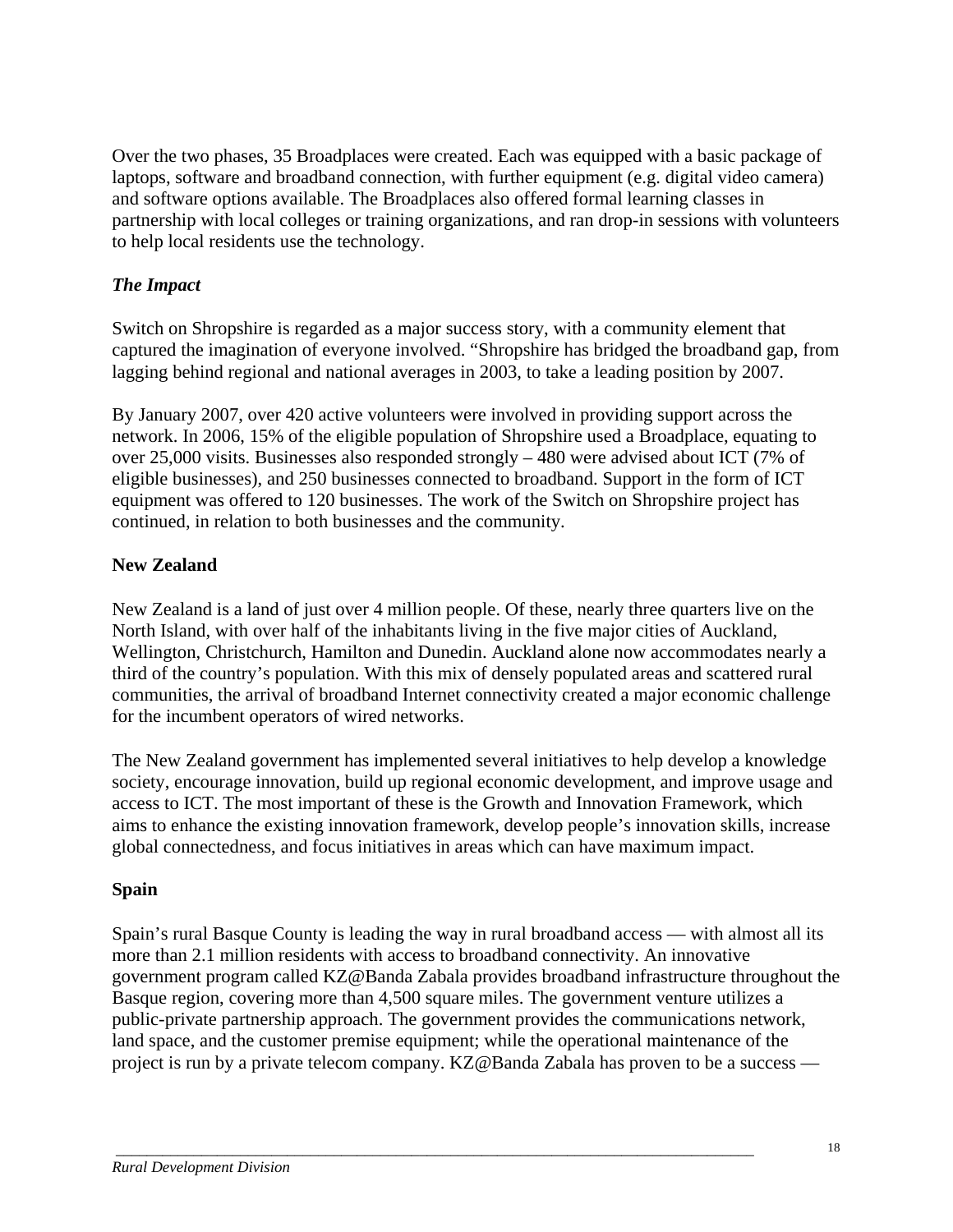Over the two phases, 35 Broadplaces were created. Each was equipped with a basic package of laptops, software and broadband connection, with further equipment (e.g. digital video camera) and software options available. The Broadplaces also offered formal learning classes in partnership with local colleges or training organizations, and ran drop-in sessions with volunteers to help local residents use the technology.

***The Impact***

Switch on Shropshire is regarded as a major success story, with a community element that captured the imagination of everyone involved. "Shropshire has bridged the broadband gap, from lagging behind regional and national averages in 2003, to take a leading position by 2007.

By January 2007, over 420 active volunteers were involved in providing support across the network. In 2006, 15% of the eligible population of Shropshire used a Broadplace, equating to over 25,000 visits. Businesses also responded strongly – 480 were advised about ICT (7% of eligible businesses), and 250 businesses connected to broadband. Support in the form of ICT equipment was offered to 120 businesses. The work of the Switch on Shropshire project has continued, in relation to both businesses and the community.

**New Zealand**

New Zealand is a land of just over 4 million people. Of these, nearly three quarters live on the North Island, with over half of the inhabitants living in the five major cities of Auckland, Wellington, Christchurch, Hamilton and Dunedin. Auckland alone now accommodates nearly a third of the country's population. With this mix of densely populated areas and scattered rural communities, the arrival of broadband Internet connectivity created a major economic challenge for the incumbent operators of wired networks.

The New Zealand government has implemented several initiatives to help develop a knowledge society, encourage innovation, build up regional economic development, and improve usage and access to ICT. The most important of these is the Growth and Innovation Framework, which aims to enhance the existing innovation framework, develop people's innovation skills, increase global connectedness, and focus initiatives in areas which can have maximum impact.

**Spain**

Spain's rural Basque County is leading the way in rural broadband access — with almost all its more than 2.1 million residents with access to broadband connectivity. An innovative government program called KZ@Banda Zabala provides broadband infrastructure throughout the Basque region, covering more than 4,500 square miles. The government venture utilizes a public-private partnership approach. The government provides the communications network, land space, and the customer premise equipment; while the operational maintenance of the project is run by a private telecom company. KZ@Banda Zabala has proven to be a success —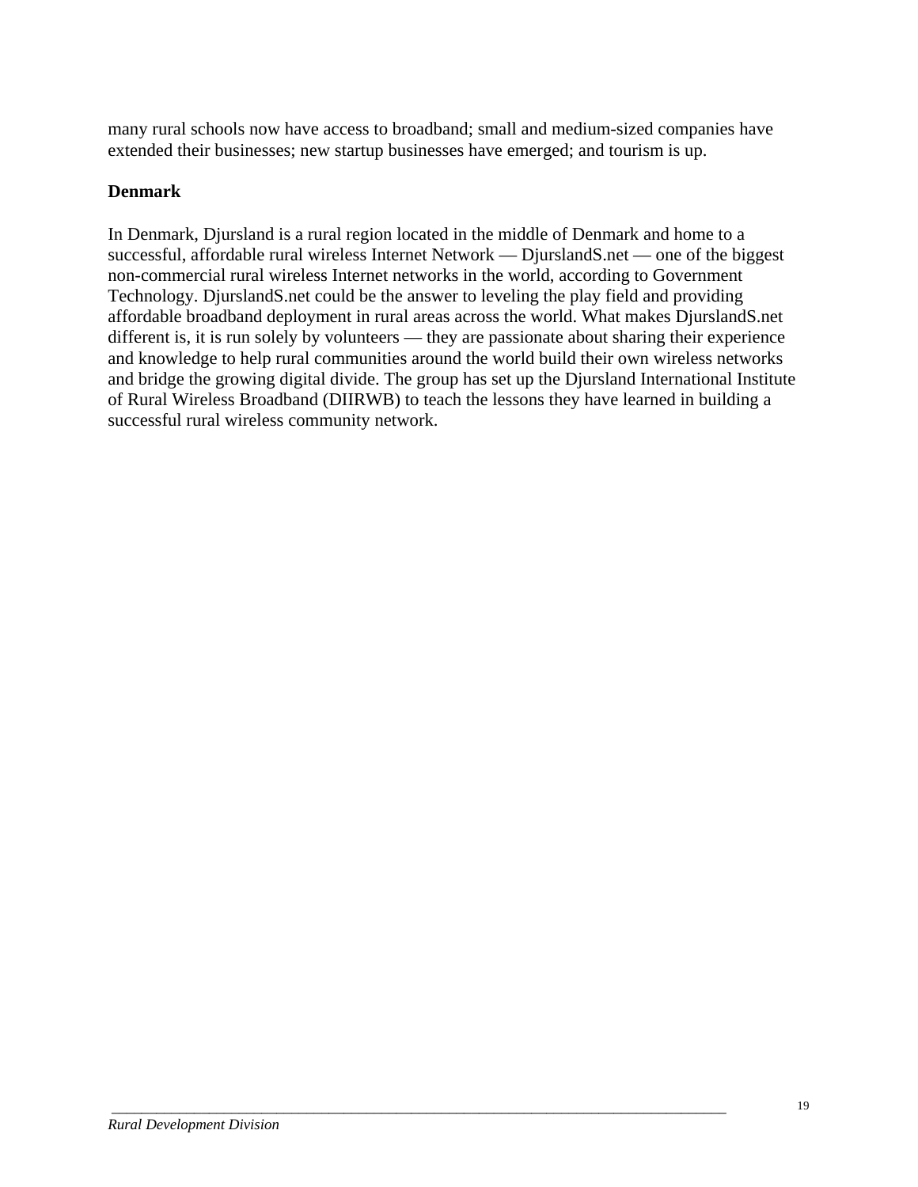many rural schools now have access to broadband; small and medium-sized companies have extended their businesses; new startup businesses have emerged; and tourism is up.

**Denmark**

In Denmark, Djursland is a rural region located in the middle of Denmark and home to a successful, affordable rural wireless Internet Network — DjurslandS.net — one of the biggest non-commercial rural wireless Internet networks in the world, according to Government Technology. DjurslandS.net could be the answer to leveling the play field and providing affordable broadband deployment in rural areas across the world. What makes DjurslandS.net different is, it is run solely by volunteers — they are passionate about sharing their experience and knowledge to help rural communities around the world build their own wireless networks and bridge the growing digital divide. The group has set up the Djursland International Institute of Rural Wireless Broadband (DIIRWB) to teach the lessons they have learned in building a successful rural wireless community network.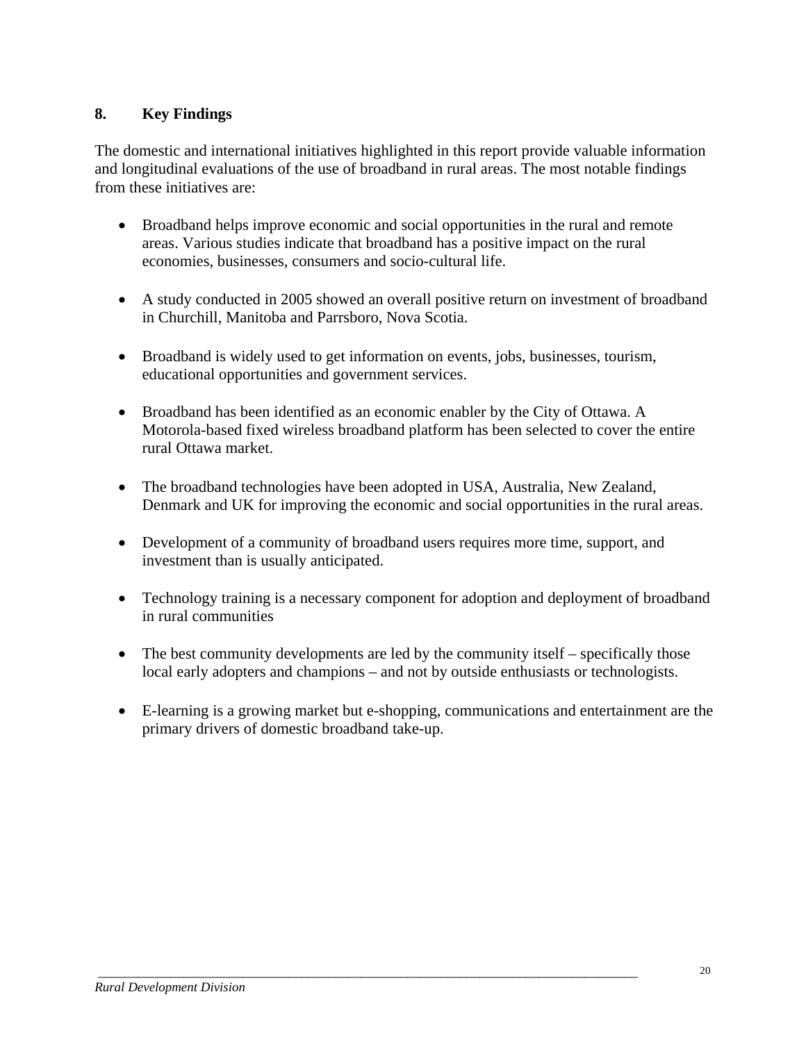## 8. Key Findings

The domestic and international initiatives highlighted in this report provide valuable information and longitudinal evaluations of the use of broadband in rural areas. The most notable findings from these initiatives are:

- Broadband helps improve economic and social opportunities in the rural and remote areas. Various studies indicate that broadband has a positive impact on the rural economies, businesses, consumers and socio-cultural life.

- A study conducted in 2005 showed an overall positive return on investment of broadband in Churchill, Manitoba and Parrsboro, Nova Scotia.

- Broadband is widely used to get information on events, jobs, businesses, tourism, educational opportunities and government services.

- Broadband has been identified as an economic enabler by the City of Ottawa. A Motorola-based fixed wireless broadband platform has been selected to cover the entire rural Ottawa market.

- The broadband technologies have been adopted in USA, Australia, New Zealand, Denmark and UK for improving the economic and social opportunities in the rural areas.

- Development of a community of broadband users requires more time, support, and investment than is usually anticipated.

- Technology training is a necessary component for adoption and deployment of broadband in rural communities

- The best community developments are led by the community itself – specifically those local early adopters and champions – and not by outside enthusiasts or technologists.

- E-learning is a growing market but e-shopping, communications and entertainment are the primary drivers of domestic broadband take-up.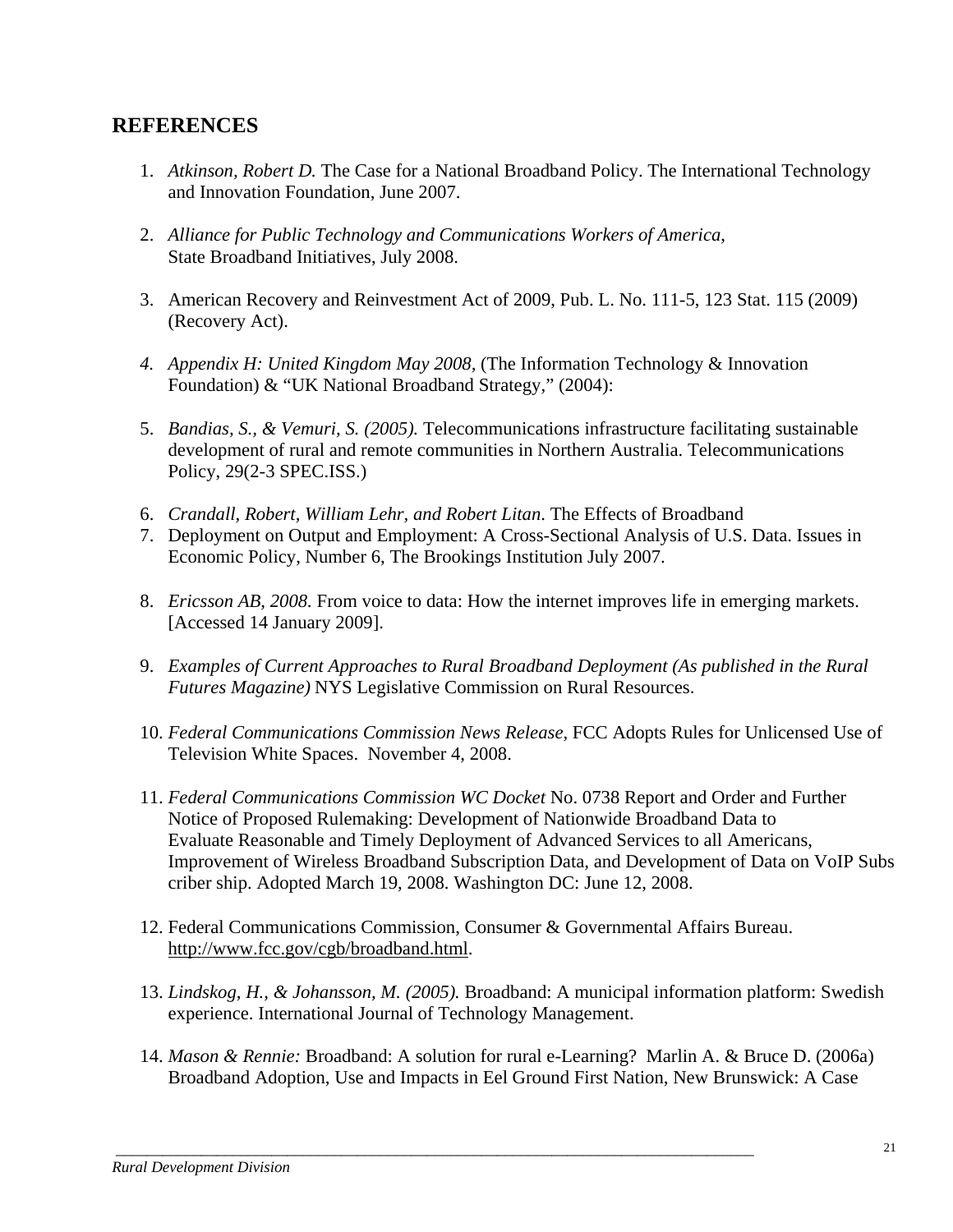## REFERENCES

1. *Atkinson, Robert D.* The Case for a National Broadband Policy. The International Technology and Innovation Foundation, June 2007.

2. *Alliance for Public Technology and Communications Workers of America*, State Broadband Initiatives, July 2008.

3. American Recovery and Reinvestment Act of 2009, Pub. L. No. 111-5, 123 Stat. 115 (2009) (Recovery Act).

4. *Appendix H: United Kingdom May 2008,* (The Information Technology & Innovation Foundation) & "UK National Broadband Strategy," (2004):

5. *Bandias, S., & Vemuri, S. (2005).* Telecommunications infrastructure facilitating sustainable development of rural and remote communities in Northern Australia. Telecommunications Policy, 29(2-3 SPEC.ISS.)

6. *Crandall, Robert, William Lehr, and Robert Litan*. The Effects of Broadband
7. Deployment on Output and Employment: A Cross-Sectional Analysis of U.S. Data. Issues in Economic Policy, Number 6, The Brookings Institution July 2007.

8. *Ericsson AB, 2008.* From voice to data: How the internet improves life in emerging markets. [Accessed 14 January 2009].

9. *Examples of Current Approaches to Rural Broadband Deployment (As published in the Rural Futures Magazine)* NYS Legislative Commission on Rural Resources.

10. *Federal Communications Commission News Release*, FCC Adopts Rules for Unlicensed Use of Television White Spaces. November 4, 2008.

11. *Federal Communications Commission WC Docket* No. 0738 Report and Order and Further Notice of Proposed Rulemaking: Development of Nationwide Broadband Data to Evaluate Reasonable and Timely Deployment of Advanced Services to all Americans, Improvement of Wireless Broadband Subscription Data, and Development of Data on VoIP Subs criber ship. Adopted March 19, 2008. Washington DC: June 12, 2008.

12. Federal Communications Commission, Consumer & Governmental Affairs Bureau. http://www.fcc.gov/cgb/broadband.html.

13. *Lindskog, H., & Johansson, M. (2005).* Broadband: A municipal information platform: Swedish experience. International Journal of Technology Management.

14. *Mason & Rennie:* Broadband: A solution for rural e-Learning? Marlin A. & Bruce D. (2006a) Broadband Adoption, Use and Impacts in Eel Ground First Nation, New Brunswick: A Case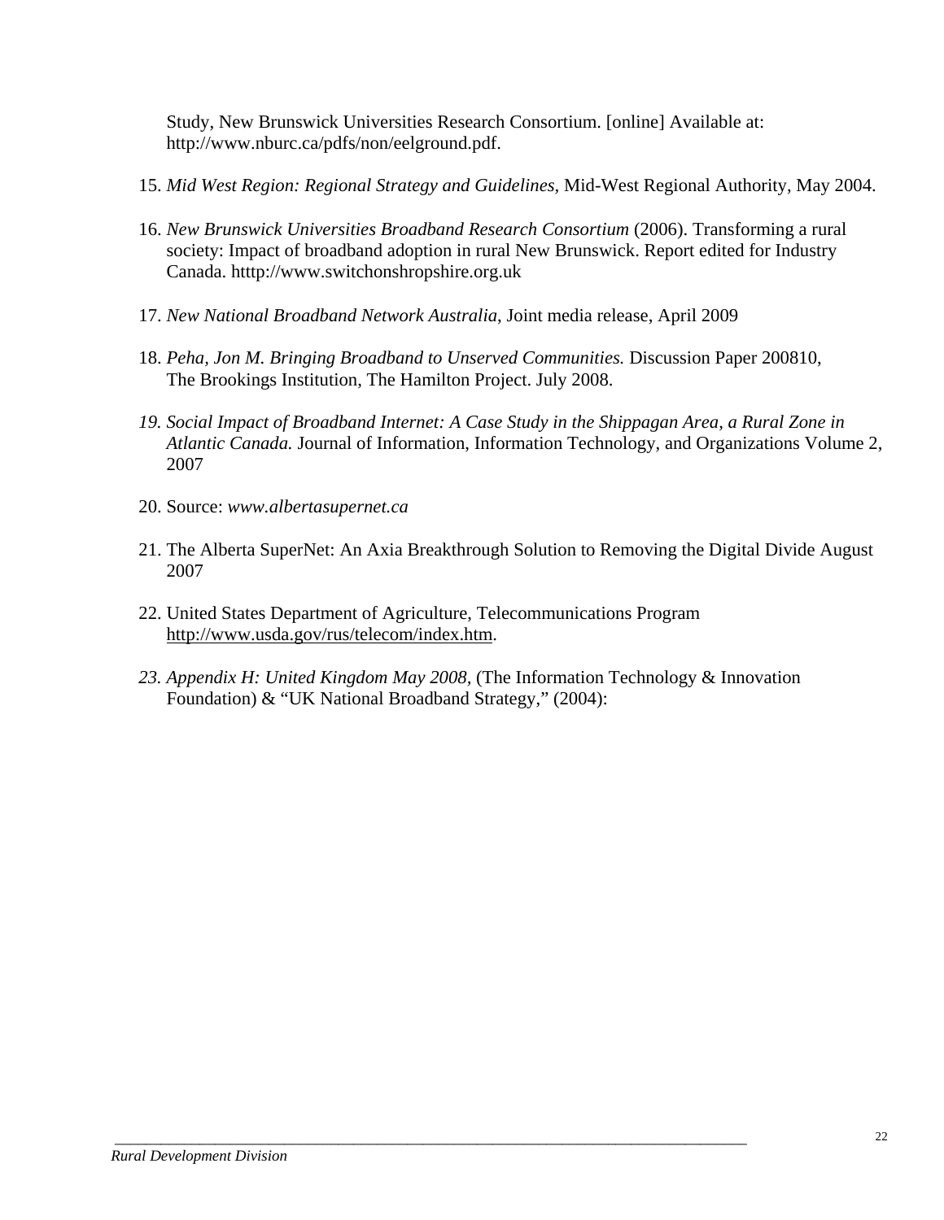Study, New Brunswick Universities Research Consortium. [online] Available at: http://www.nburc.ca/pdfs/non/eelground.pdf.

15. *Mid West Region: Regional Strategy and Guidelines*, Mid-West Regional Authority, May 2004.

16. *New Brunswick Universities Broadband Research Consortium* (2006). Transforming a rural society: Impact of broadband adoption in rural New Brunswick. Report edited for Industry Canada. htttp://www.switchonshropshire.org.uk

17. *New National Broadband Network Australia*, Joint media release, April 2009

18. *Peha, Jon M. Bringing Broadband to Unserved Communities.* Discussion Paper 200810, The Brookings Institution, The Hamilton Project. July 2008.

19. *Social Impact of Broadband Internet: A Case Study in the Shippagan Area, a Rural Zone in Atlantic Canada.* Journal of Information, Information Technology, and Organizations Volume 2, 2007

20. Source: *www.albertasupernet.ca*

21. The Alberta SuperNet: An Axia Breakthrough Solution to Removing the Digital Divide August 2007

22. United States Department of Agriculture, Telecommunications Program http://www.usda.gov/rus/telecom/index.htm.

23. *Appendix H: United Kingdom May 2008*, (The Information Technology & Innovation Foundation) & "UK National Broadband Strategy," (2004):